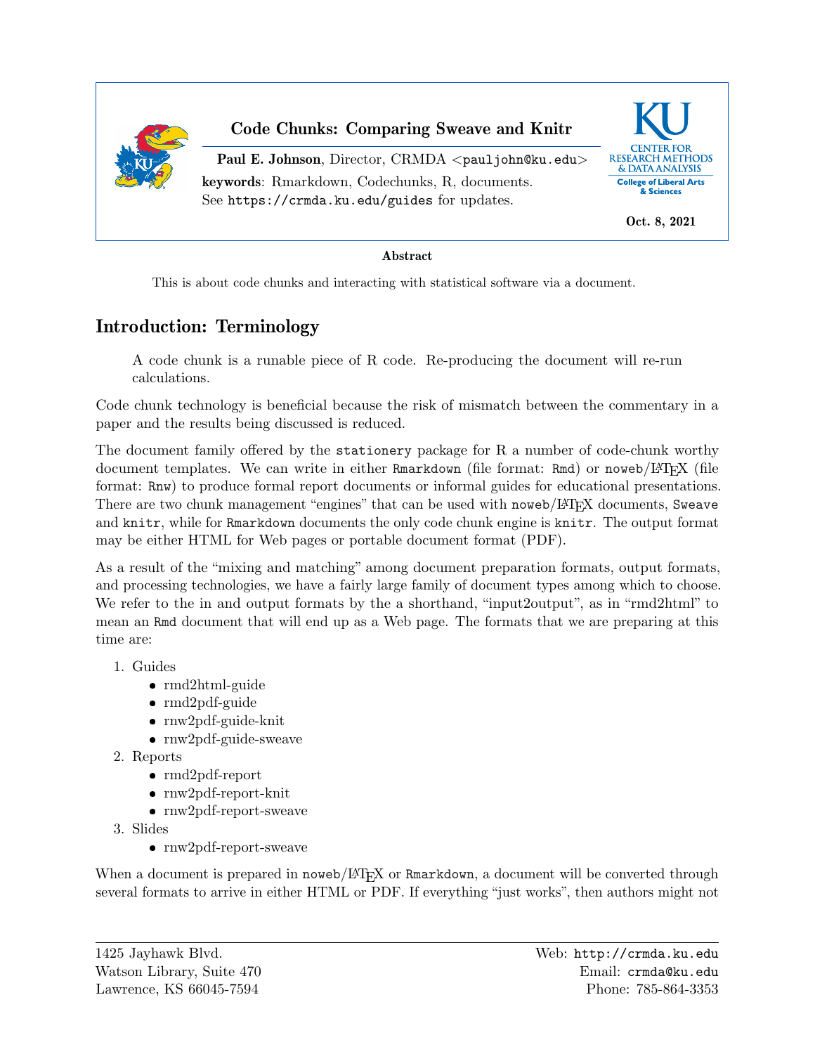**Code Chunks: Comparing Sweave and Knitr**

**Paul E. Johnson**, Director, CRMDA <pauljohn@ku.edu>

**keywords**: Rmarkdown, Codechunks, R, documents.
See https://crmda.ku.edu/guides for updates.

**Oct. 8, 2021**

**Abstract**

This is about code chunks and interacting with statistical software via a document.

# Introduction: Terminology

> A code chunk is a runable piece of R code. Re-producing the document will re-run calculations.

Code chunk technology is beneficial because the risk of mismatch between the commentary in a paper and the results being discussed is reduced.

The document family offered by the `stationery` package for R a number of code-chunk worthy document templates. We can write in either `Rmarkdown` (file format: `Rmd`) or `noweb`/LaTeX (file format: `Rnw`) to produce formal report documents or informal guides for educational presentations. There are two chunk management "engines" that can be used with `noweb`/LaTeX documents, `Sweave` and `knitr`, while for `Rmarkdown` documents the only code chunk engine is `knitr`. The output format may be either HTML for Web pages or portable document format (PDF).

As a result of the "mixing and matching" among document preparation formats, output formats, and processing technologies, we have a fairly large family of document types among which to choose. We refer to the in and output formats by the a shorthand, "input2output", as in "rmd2html" to mean an `Rmd` document that will end up as a Web page. The formats that we are preparing at this time are:

1. Guides
   - rmd2html-guide
   - rmd2pdf-guide
   - rnw2pdf-guide-knit
   - rnw2pdf-guide-sweave
2. Reports
   - rmd2pdf-report
   - rnw2pdf-report-knit
   - rnw2pdf-report-sweave
3. Slides
   - rnw2pdf-report-sweave

When a document is prepared in `noweb`/LaTeX or `Rmarkdown`, a document will be converted through several formats to arrive in either HTML or PDF. If everything "just works", then authors might not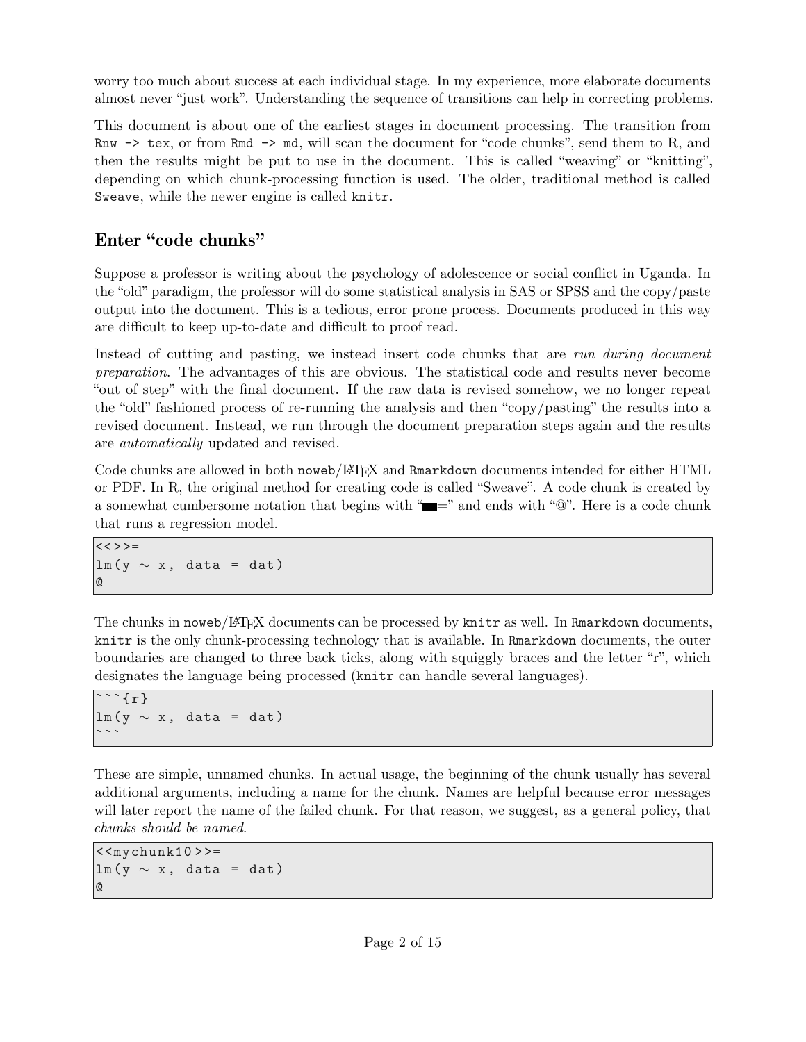worry too much about success at each individual stage. In my experience, more elaborate documents almost never "just work". Understanding the sequence of transitions can help in correcting problems.

This document is about one of the earliest stages in document processing. The transition from `Rnw -> tex`, or from `Rmd -> md`, will scan the document for "code chunks", send them to R, and then the results might be put to use in the document. This is called "weaving" or "knitting", depending on which chunk-processing function is used. The older, traditional method is called `Sweave`, while the newer engine is called `knitr`.

## Enter "code chunks"

Suppose a professor is writing about the psychology of adolescence or social conflict in Uganda. In the "old" paradigm, the professor will do some statistical analysis in SAS or SPSS and the copy/paste output into the document. This is a tedious, error prone process. Documents produced in this way are difficult to keep up-to-date and difficult to proof read.

Instead of cutting and pasting, we instead insert code chunks that are *run during document preparation*. The advantages of this are obvious. The statistical code and results never become "out of step" with the final document. If the raw data is revised somehow, we no longer repeat the "old" fashioned process of re-running the analysis and then "copy/pasting" the results into a revised document. Instead, we run through the document preparation steps again and the results are *automatically* updated and revised.

Code chunks are allowed in both `noweb`/LaTeX and `Rmarkdown` documents intended for either HTML or PDF. In R, the original method for creating code is called "Sweave". A code chunk is created by a somewhat cumbersome notation that begins with "■=" and ends with "@". Here is a code chunk that runs a regression model.

```
<<>>=
lm(y ~ x, data = dat)
@
```

The chunks in `noweb`/LaTeX documents can be processed by `knitr` as well. In `Rmarkdown` documents, `knitr` is the only chunk-processing technology that is available. In `Rmarkdown` documents, the outer boundaries are changed to three back ticks, along with squiggly braces and the letter "r", which designates the language being processed (`knitr` can handle several languages).

````
```{r}
lm(y ~ x, data = dat)
```
````

These are simple, unnamed chunks. In actual usage, the beginning of the chunk usually has several additional arguments, including a name for the chunk. Names are helpful because error messages will later report the name of the failed chunk. For that reason, we suggest, as a general policy, that *chunks should be named*.

```
<<mychunk10>>=
lm(y ~ x, data = dat)
@
```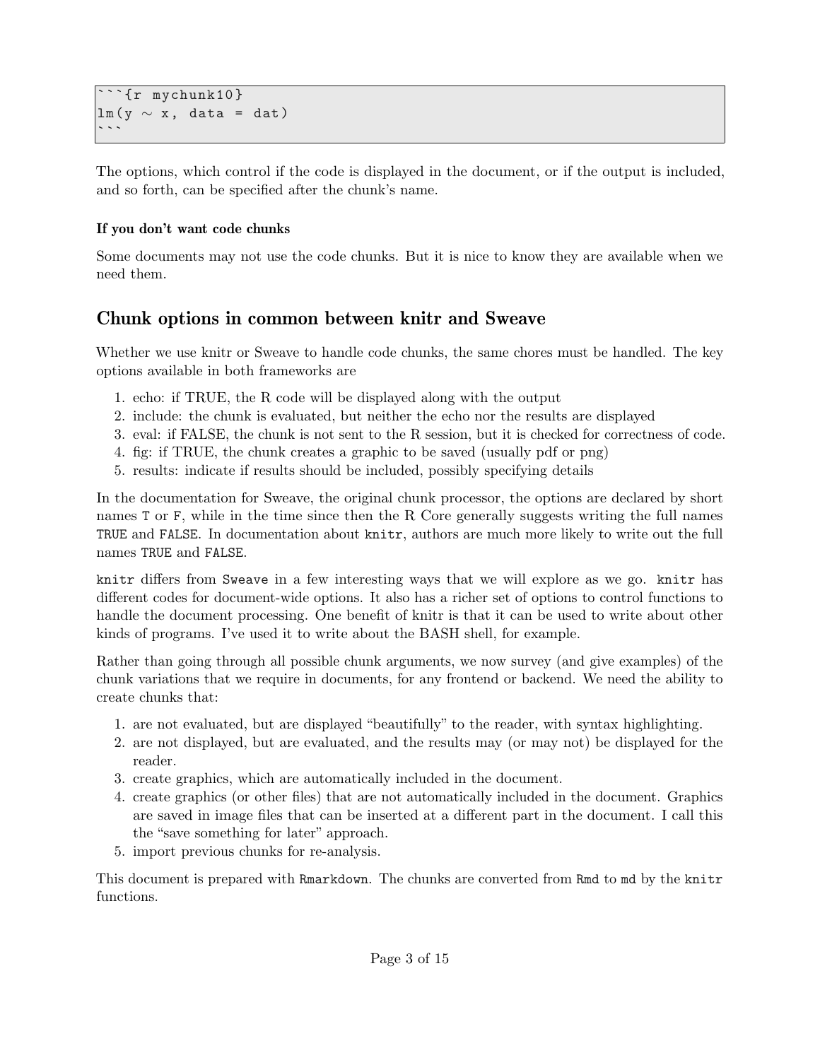````
```{r mychunk10}
lm(y ~ x, data = dat)
```
````

The options, which control if the code is displayed in the document, or if the output is included, and so forth, can be specified after the chunk's name.

#### If you don't want code chunks

Some documents may not use the code chunks. But it is nice to know they are available when we need them.

## Chunk options in common between knitr and Sweave

Whether we use knitr or Sweave to handle code chunks, the same chores must be handled. The key options available in both frameworks are

1. echo: if TRUE, the R code will be displayed along with the output
2. include: the chunk is evaluated, but neither the echo nor the results are displayed
3. eval: if FALSE, the chunk is not sent to the R session, but it is checked for correctness of code.
4. fig: if TRUE, the chunk creates a graphic to be saved (usually pdf or png)
5. results: indicate if results should be included, possibly specifying details

In the documentation for Sweave, the original chunk processor, the options are declared by short names `T` or `F`, while in the time since then the R Core generally suggests writing the full names `TRUE` and `FALSE`. In documentation about `knitr`, authors are much more likely to write out the full names `TRUE` and `FALSE`.

`knitr` differs from `Sweave` in a few interesting ways that we will explore as we go. `knitr` has different codes for document-wide options. It also has a richer set of options to control functions to handle the document processing. One benefit of knitr is that it can be used to write about other kinds of programs. I've used it to write about the BASH shell, for example.

Rather than going through all possible chunk arguments, we now survey (and give examples) of the chunk variations that we require in documents, for any frontend or backend. We need the ability to create chunks that:

1. are not evaluated, but are displayed "beautifully" to the reader, with syntax highlighting.
2. are not displayed, but are evaluated, and the results may (or may not) be displayed for the reader.
3. create graphics, which are automatically included in the document.
4. create graphics (or other files) that are not automatically included in the document. Graphics are saved in image files that can be inserted at a different part in the document. I call this the "save something for later" approach.
5. import previous chunks for re-analysis.

This document is prepared with `Rmarkdown`. The chunks are converted from `Rmd` to `md` by the `knitr` functions.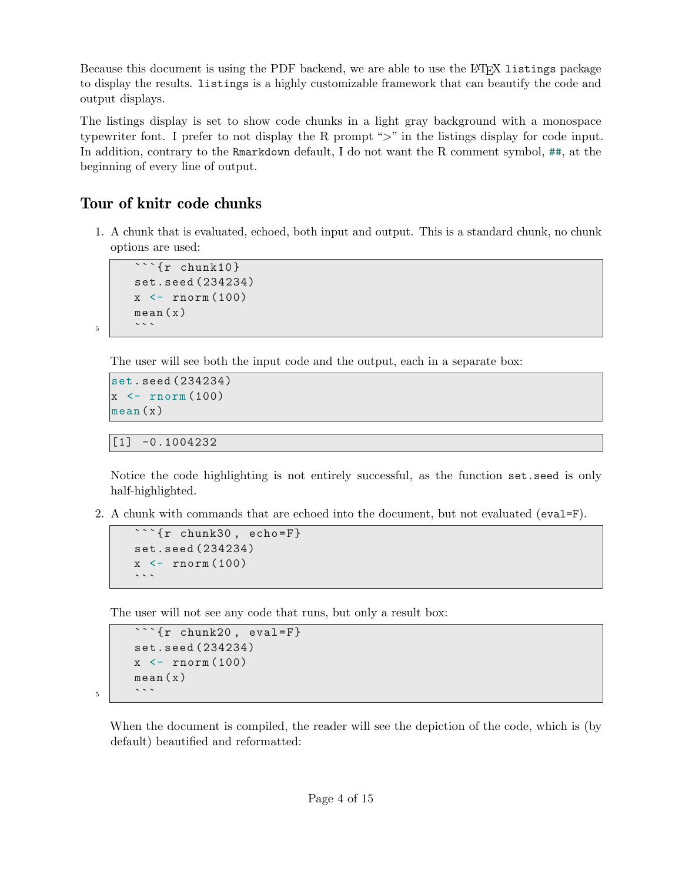Because this document is using the PDF backend, we are able to use the LaTeX `listings` package to display the results. `listings` is a highly customizable framework that can beautify the code and output displays.

The listings display is set to show code chunks in a light gray background with a monospace typewriter font. I prefer to not display the R prompt ">" in the listings display for code input. In addition, contrary to the `Rmarkdown` default, I do not want the R comment symbol, `##`, at the beginning of every line of output.

## Tour of knitr code chunks

1. A chunk that is evaluated, echoed, both input and output. This is a standard chunk, no chunk options are used:

   ```
   ```{r chunk10}
   set.seed(234234)
   x <- rnorm(100)
   mean(x)
   ```
   ```

   The user will see both the input code and the output, each in a separate box:

   ```
   set.seed(234234)
   x <- rnorm(100)
   mean(x)
   ```

   ```
   [1] -0.1004232
   ```

   Notice the code highlighting is not entirely successful, as the function `set.seed` is only half-highlighted.

2. A chunk with commands that are echoed into the document, but not evaluated (`eval=F`).

   ```
   ```{r chunk30, echo=F}
   set.seed(234234)
   x <- rnorm(100)
   ```
   ```

   The user will not see any code that runs, but only a result box:

   ```
   ```{r chunk20, eval=F}
   set.seed(234234)
   x <- rnorm(100)
   mean(x)
   ```
   ```

   When the document is compiled, the reader will see the depiction of the code, which is (by default) beautified and reformatted: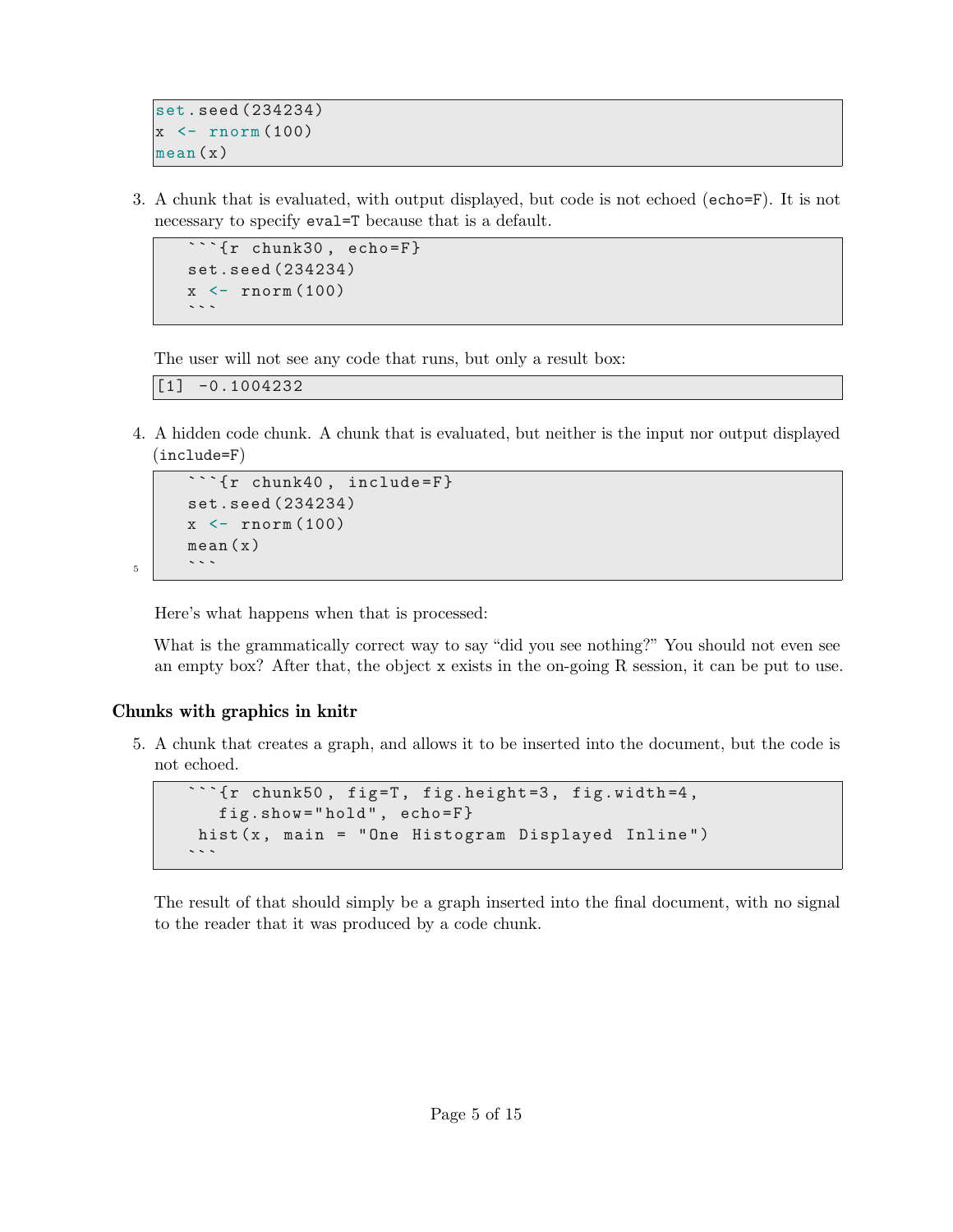```
set.seed(234234)
x <- rnorm(100)
mean(x)
```

3. A chunk that is evaluated, with output displayed, but code is not echoed (echo=F). It is not necessary to specify eval=T because that is a default.

   ````
   ```{r chunk30, echo=F}
   set.seed(234234)
   x <- rnorm(100)
   ```
   ````

   The user will not see any code that runs, but only a result box:

   ```
   [1] -0.1004232
   ```

4. A hidden code chunk. A chunk that is evaluated, but neither is the input nor output displayed (include=F)

   ````
   ```{r chunk40, include=F}
   set.seed(234234)
   x <- rnorm(100)
   mean(x)
   ```
   ````

   Here's what happens when that is processed:

   What is the grammatically correct way to say "did you see nothing?" You should not even see an empty box? After that, the object x exists in the on-going R session, it can be put to use.

### Chunks with graphics in knitr

5. A chunk that creates a graph, and allows it to be inserted into the document, but the code is not echoed.

   ````
   ```{r chunk50, fig=T, fig.height=3, fig.width=4,
      fig.show="hold", echo=F}
    hist(x, main = "One Histogram Displayed Inline")
   ```
   ````

   The result of that should simply be a graph inserted into the final document, with no signal to the reader that it was produced by a code chunk.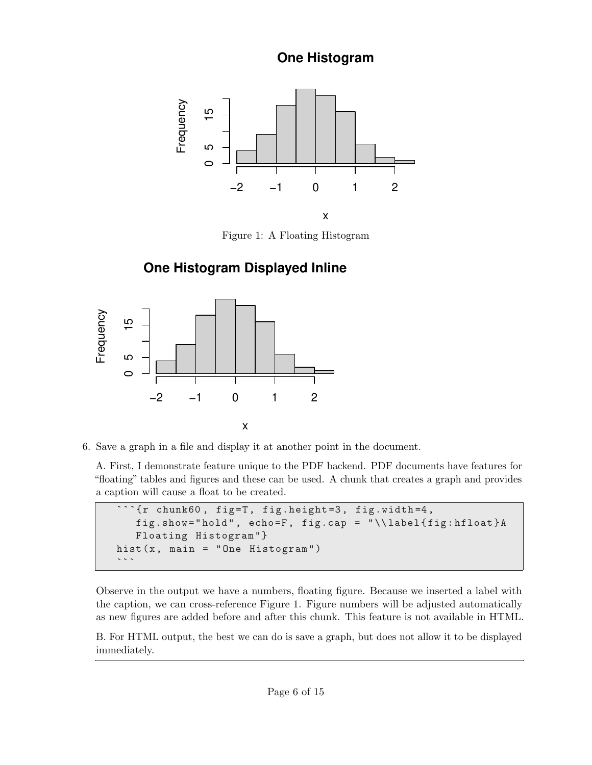Figure 1: A Floating Histogram

6. Save a graph in a file and display it at another point in the document.

   A. First, I demonstrate feature unique to the PDF backend. PDF documents have features for "floating" tables and figures and these can be used. A chunk that creates a graph and provides a caption will cause a float to be created.

   ```
   ```{r chunk60, fig=T, fig.height=3, fig.width=4,
      fig.show="hold", echo=F, fig.cap = "\\label{fig:hfloat}A
      Floating Histogram"}
   hist(x, main = "One Histogram")
   ```
   ```

   Observe in the output we have a numbers, floating figure. Because we inserted a label with the caption, we can cross-reference Figure 1. Figure numbers will be adjusted automatically as new figures are added before and after this chunk. This feature is not available in HTML.

   B. For HTML output, the best we can do is save a graph, but does not allow it to be displayed immediately.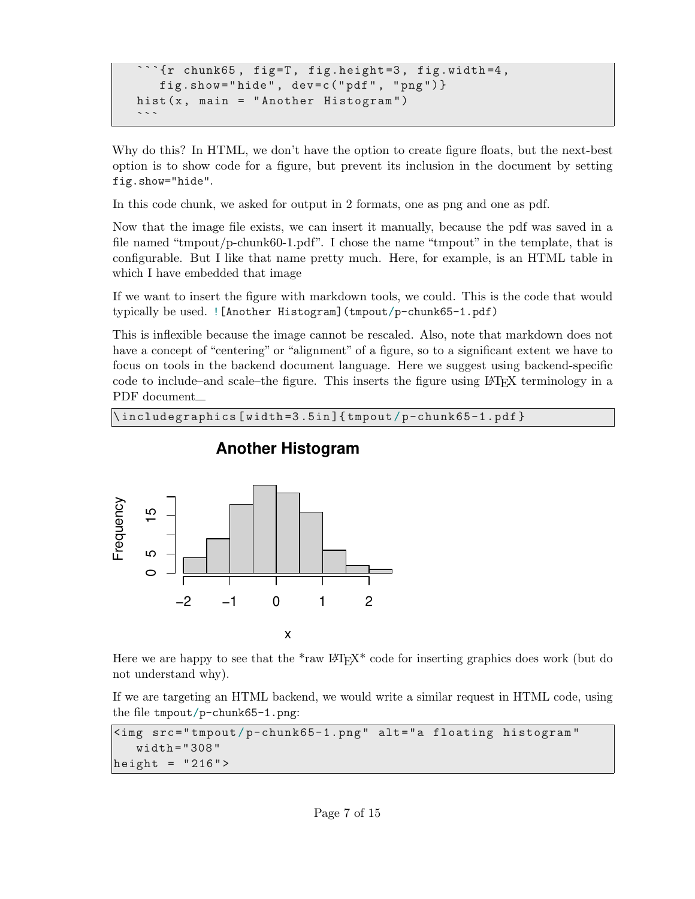````
```{r chunk65, fig=T, fig.height=3, fig.width=4,
   fig.show="hide", dev=c("pdf", "png")}
hist(x, main = "Another Histogram")
```
````

Why do this? In HTML, we don't have the option to create figure floats, but the next-best option is to show code for a figure, but prevent its inclusion in the document by setting `fig.show="hide"`.

In this code chunk, we asked for output in 2 formats, one as png and one as pdf.

Now that the image file exists, we can insert it manually, because the pdf was saved in a file named "tmpout/p-chunk60-1.pdf". I chose the name "tmpout" in the template, that is configurable. But I like that name pretty much. Here, for example, is an HTML table in which I have embedded that image

If we want to insert the figure with markdown tools, we could. This is the code that would typically be used. `![Another Histogram](tmpout/p-chunk65-1.pdf)`

This is inflexible because the image cannot be rescaled. Also, note that markdown does not have a concept of "centering" or "alignment" of a figure, so to a significant extent we have to focus on tools in the backend document language. Here we suggest using backend-specific code to include–and scale–the figure. This inserts the figure using LaTeX terminology in a PDF document

```
\includegraphics[width=3.5in]{tmpout/p-chunk65-1.pdf}
```

Here we are happy to see that the *raw LaTeX* code for inserting graphics does work (but do not understand why).

If we are targeting an HTML backend, we would write a similar request in HTML code, using the file `tmpout/p-chunk65-1.png`:

```
<img src="tmpout/p-chunk65-1.png" alt="a floating histogram"
   width="308"
height = "216">
```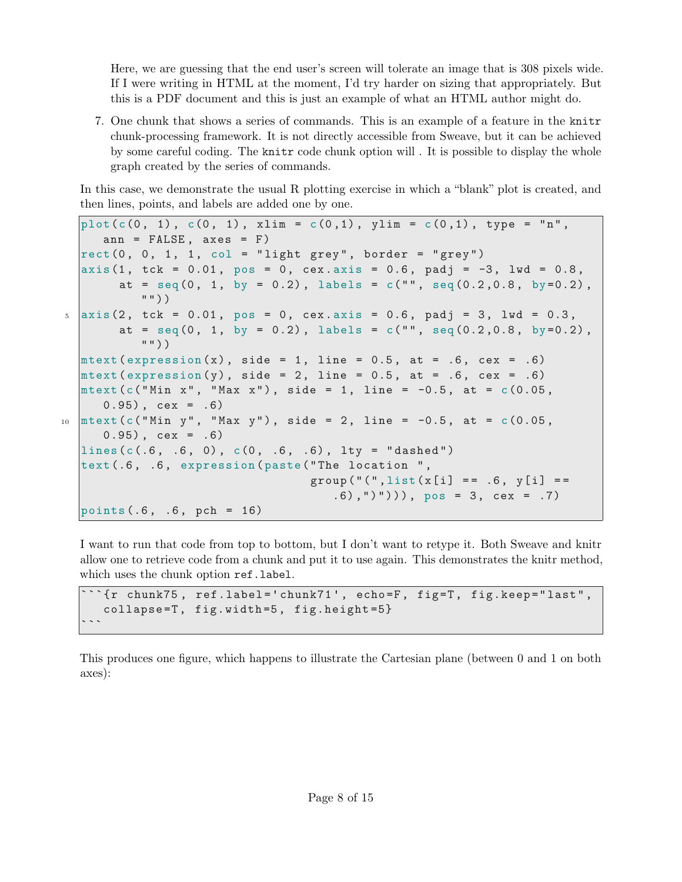Here, we are guessing that the end user's screen will tolerate an image that is 308 pixels wide. If I were writing in HTML at the moment, I'd try harder on sizing that appropriately. But this is a PDF document and this is just an example of what an HTML author might do.

7. One chunk that shows a series of commands. This is an example of a feature in the `knitr` chunk-processing framework. It is not directly accessible from Sweave, but it can be achieved by some careful coding. The `knitr` code chunk option will . It is possible to display the whole graph created by the series of commands.

In this case, we demonstrate the usual R plotting exercise in which a "blank" plot is created, and then lines, points, and labels are added one by one.

```
plot(c(0, 1), c(0, 1), xlim = c(0,1), ylim = c(0,1), type = "n",
   ann = FALSE, axes = F)
rect(0, 0, 1, 1, col = "light grey", border = "grey")
axis(1, tck = 0.01, pos = 0, cex.axis = 0.6, padj = -3, lwd = 0.8,
     at = seq(0, 1, by = 0.2), labels = c("", seq(0.2,0.8, by=0.2),
        ""))
axis(2, tck = 0.01, pos = 0, cex.axis = 0.6, padj = 3, lwd = 0.3,
     at = seq(0, 1, by = 0.2), labels = c("", seq(0.2,0.8, by=0.2),
        ""))
mtext(expression(x), side = 1, line = 0.5, at = .6, cex = .6)
mtext(expression(y), side = 2, line = 0.5, at = .6, cex = .6)
mtext(c("Min x", "Max x"), side = 1, line = -0.5, at = c(0.05,
   0.95), cex = .6)
mtext(c("Min y", "Max y"), side = 2, line = -0.5, at = c(0.05,
   0.95), cex = .6)
lines(c(.6, .6, 0), c(0, .6, .6), lty = "dashed")
text(.6, .6, expression(paste("The location ",
                              group("(",list(x[i] == .6, y[i] ==
                                 .6),")"))), pos = 3, cex = .7)
points(.6, .6, pch = 16)
```

I want to run that code from top to bottom, but I don't want to retype it. Both Sweave and knitr allow one to retrieve code from a chunk and put it to use again. This demonstrates the knitr method, which uses the chunk option `ref.label`.

```
```{r chunk75, ref.label='chunk71', echo=F, fig=T, fig.keep="last",
   collapse=T, fig.width=5, fig.height=5}
```
```

This produces one figure, which happens to illustrate the Cartesian plane (between 0 and 1 on both axes):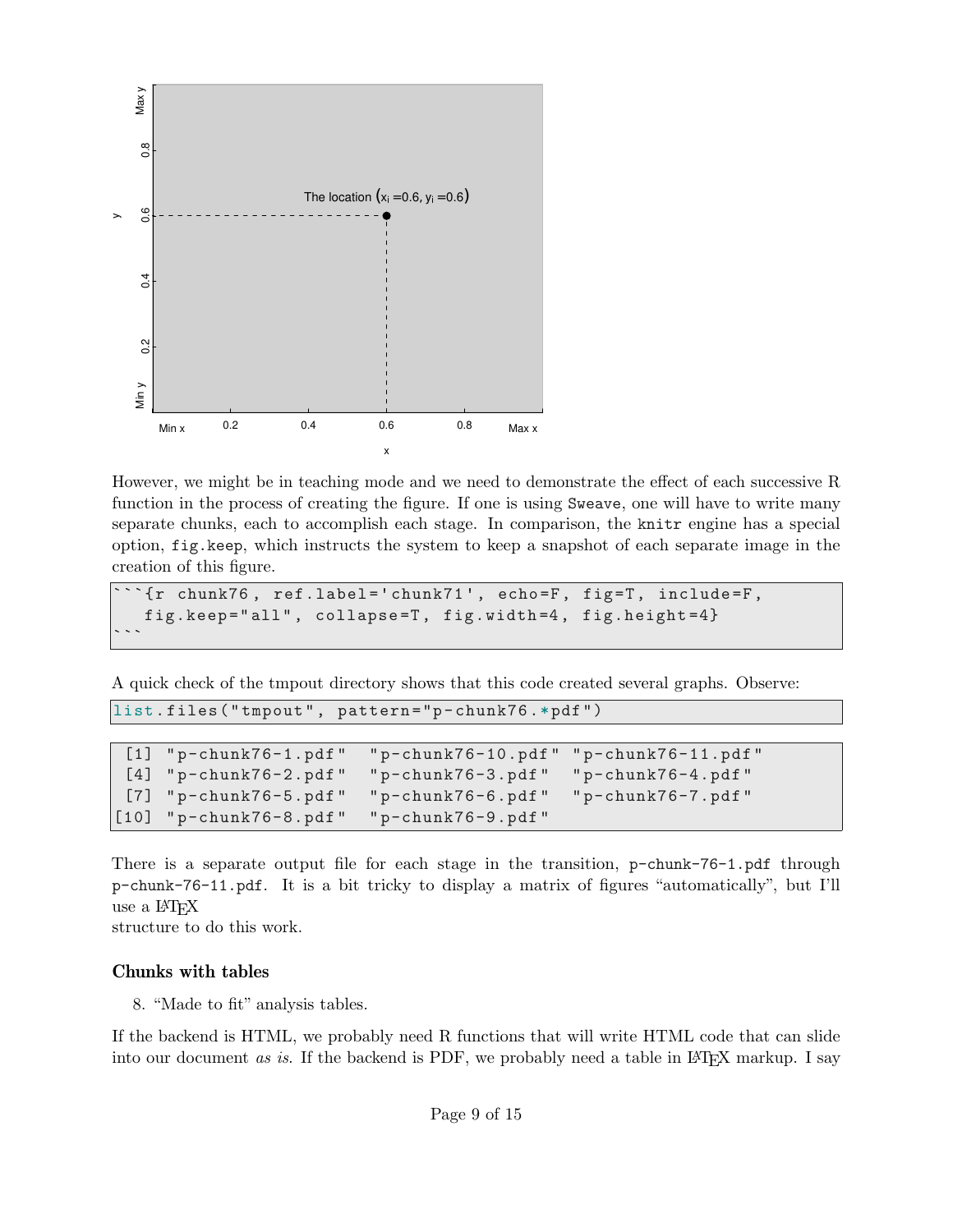However, we might be in teaching mode and we need to demonstrate the effect of each successive R function in the process of creating the figure. If one is using `Sweave`, one will have to write many separate chunks, each to accomplish each stage. In comparison, the `knitr` engine has a special option, `fig.keep`, which instructs the system to keep a snapshot of each separate image in the creation of this figure.

```
```{r chunk76, ref.label='chunk71', echo=F, fig=T, include=F,
   fig.keep="all", collapse=T, fig.width=4, fig.height=4}
```
```

A quick check of the tmpout directory shows that this code created several graphs. Observe:

```
list.files("tmpout", pattern="p-chunk76.*pdf")
```

```
 [1] "p-chunk76-1.pdf"  "p-chunk76-10.pdf" "p-chunk76-11.pdf"
 [4] "p-chunk76-2.pdf"  "p-chunk76-3.pdf"  "p-chunk76-4.pdf"
 [7] "p-chunk76-5.pdf"  "p-chunk76-6.pdf"  "p-chunk76-7.pdf"
[10] "p-chunk76-8.pdf"  "p-chunk76-9.pdf"
```

There is a separate output file for each stage in the transition, `p-chunk-76-1.pdf` through `p-chunk-76-11.pdf`. It is a bit tricky to display a matrix of figures "automatically", but I'll use a LaTeX
structure to do this work.

### Chunks with tables

8. "Made to fit" analysis tables.

If the backend is HTML, we probably need R functions that will write HTML code that can slide into our document *as is*. If the backend is PDF, we probably need a table in LaTeX markup. I say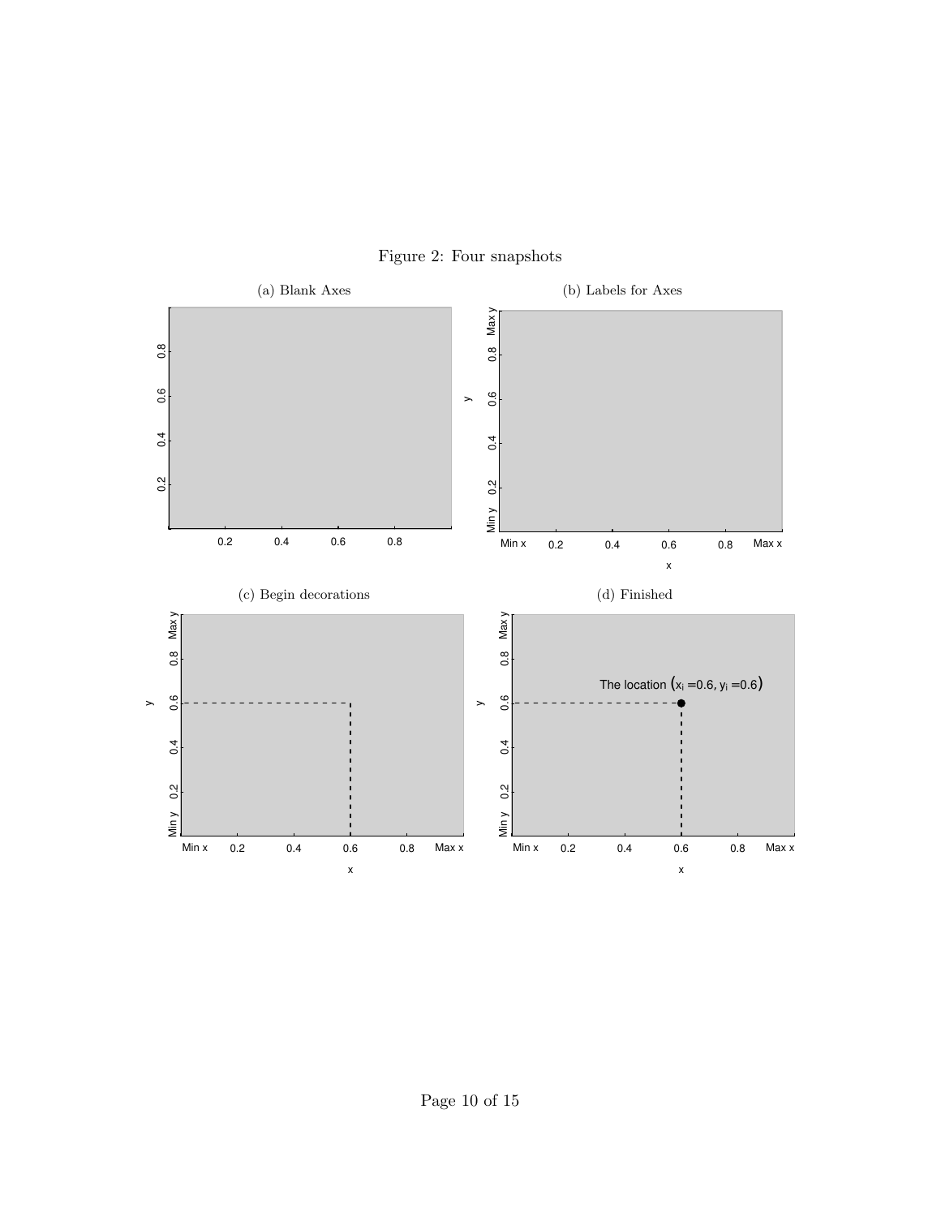Figure 2: Four snapshots

(a) Blank Axes

(b) Labels for Axes

(c) Begin decorations

(d) Finished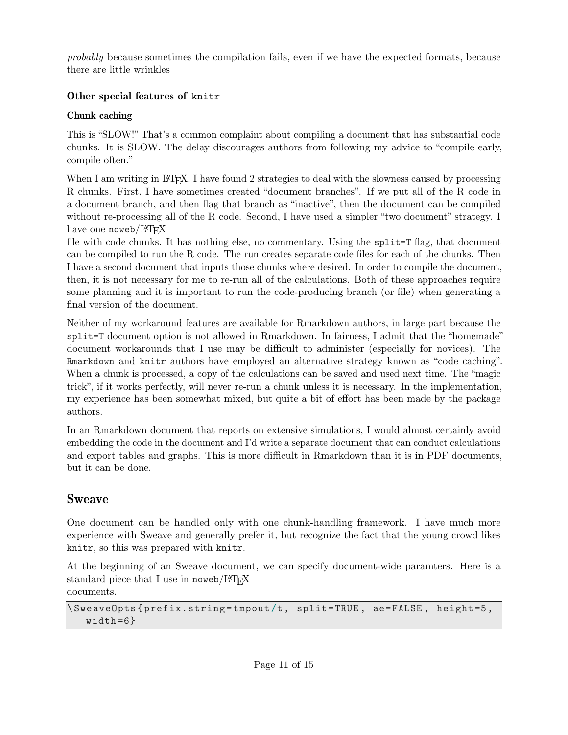*probably* because sometimes the compilation fails, even if we have the expected formats, because there are little wrinkles

### Other special features of `knitr`

#### Chunk caching

This is "SLOW!" That's a common complaint about compiling a document that has substantial code chunks. It is SLOW. The delay discourages authors from following my advice to "compile early, compile often."

When I am writing in LaTeX, I have found 2 strategies to deal with the slowness caused by processing R chunks. First, I have sometimes created "document branches". If we put all of the R code in a document branch, and then flag that branch as "inactive", then the document can be compiled without re-processing all of the R code. Second, I have used a simpler "two document" strategy. I have one `noweb`/LaTeX
file with code chunks. It has nothing else, no commentary. Using the `split=T` flag, that document can be compiled to run the R code. The run creates separate code files for each of the chunks. Then I have a second document that inputs those chunks where desired. In order to compile the document, then, it is not necessary for me to re-run all of the calculations. Both of these approaches require some planning and it is important to run the code-producing branch (or file) when generating a final version of the document.

Neither of my workaround features are available for Rmarkdown authors, in large part because the `split=T` document option is not allowed in Rmarkdown. In fairness, I admit that the "homemade" document workarounds that I use may be difficult to administer (especially for novices). The `Rmarkdown` and `knitr` authors have employed an alternative strategy known as "code caching". When a chunk is processed, a copy of the calculations can be saved and used next time. The "magic trick", if it works perfectly, will never re-run a chunk unless it is necessary. In the implementation, my experience has been somewhat mixed, but quite a bit of effort has been made by the package authors.

In an Rmarkdown document that reports on extensive simulations, I would almost certainly avoid embedding the code in the document and I'd write a separate document that can conduct calculations and export tables and graphs. This is more difficult in Rmarkdown than it is in PDF documents, but it can be done.

## Sweave

One document can be handled only with one chunk-handling framework. I have much more experience with Sweave and generally prefer it, but recognize the fact that the young crowd likes `knitr`, so this was prepared with `knitr`.

At the beginning of an Sweave document, we can specify document-wide paramters. Here is a standard piece that I use in `noweb`/LaTeX
documents.

```
\SweaveOpts{prefix.string=tmpout/t, split=TRUE, ae=FALSE, height=5,
   width=6}
```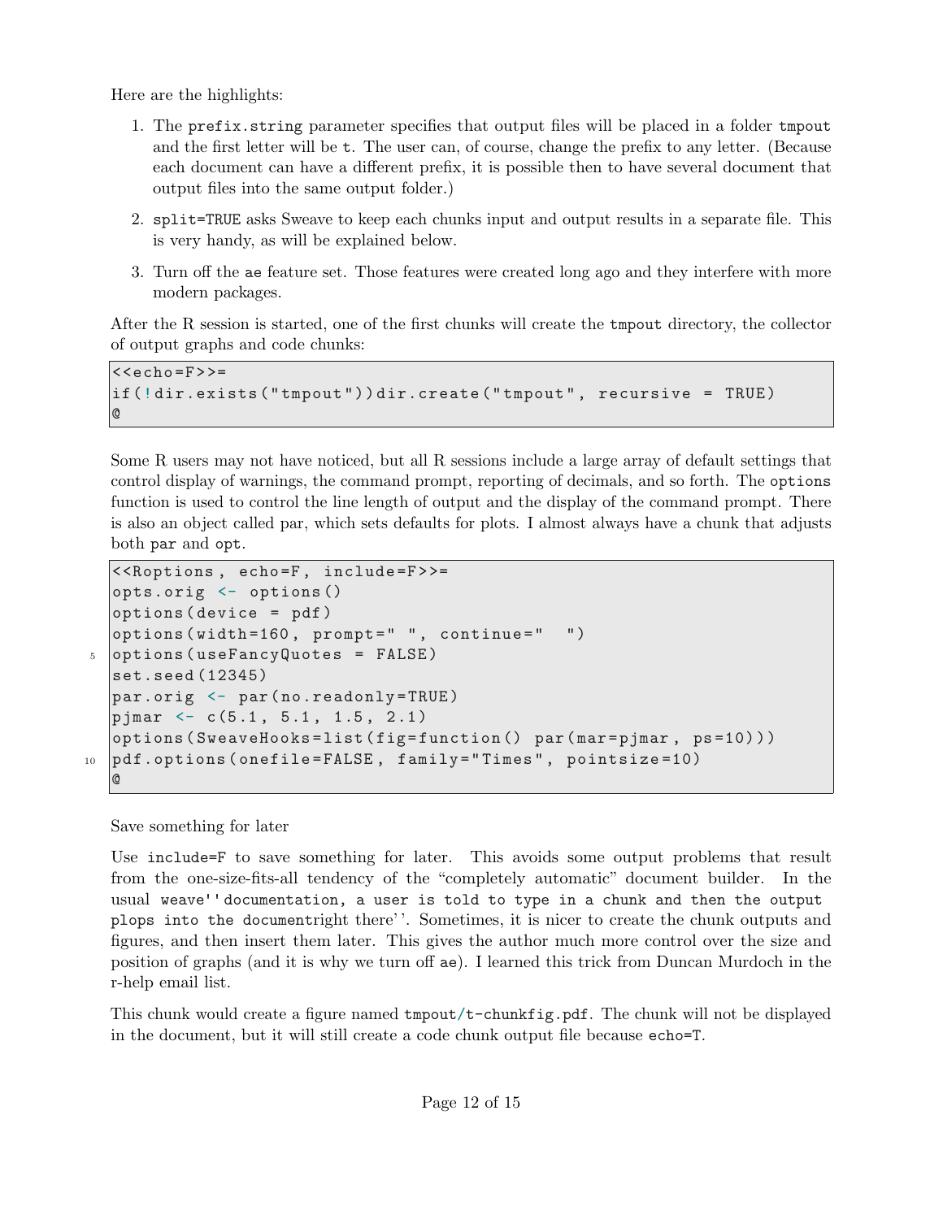Here are the highlights:

1. The `prefix.string` parameter specifies that output files will be placed in a folder `tmpout` and the first letter will be `t`. The user can, of course, change the prefix to any letter. (Because each document can have a different prefix, it is possible then to have several document that output files into the same output folder.)

2. `split=TRUE` asks Sweave to keep each chunks input and output results in a separate file. This is very handy, as will be explained below.

3. Turn off the `ae` feature set. Those features were created long ago and they interfere with more modern packages.

After the R session is started, one of the first chunks will create the `tmpout` directory, the collector of output graphs and code chunks:

```
<<echo=F>>=
if(!dir.exists("tmpout"))dir.create("tmpout", recursive = TRUE)
@
```

Some R users may not have noticed, but all R sessions include a large array of default settings that control display of warnings, the command prompt, reporting of decimals, and so forth. The `options` function is used to control the line length of output and the display of the command prompt. There is also an object called par, which sets defaults for plots. I almost always have a chunk that adjusts both `par` and `opt`.

```
<<Roptions, echo=F, include=F>>=
opts.orig <- options()
options(device = pdf)
options(width=160, prompt=" ", continue="  ")
options(useFancyQuotes = FALSE)
set.seed(12345)
par.orig <- par(no.readonly=TRUE)
pjmar <- c(5.1, 5.1, 1.5, 2.1)
options(SweaveHooks=list(fig=function() par(mar=pjmar, ps=10)))
pdf.options(onefile=FALSE, family="Times", pointsize=10)
@
```

Save something for later

Use `include=F` to save something for later. This avoids some output problems that result from the one-size-fits-all tendency of the "completely automatic" document builder. In the usual `weave''documentation, a user is told to type in a chunk and then the output plops into the documentright there`''. Sometimes, it is nicer to create the chunk outputs and figures, and then insert them later. This gives the author much more control over the size and position of graphs (and it is why we turn off `ae`). I learned this trick from Duncan Murdoch in the r-help email list.

This chunk would create a figure named `tmpout/t-chunkfig.pdf`. The chunk will not be displayed in the document, but it will still create a code chunk output file because `echo=T`.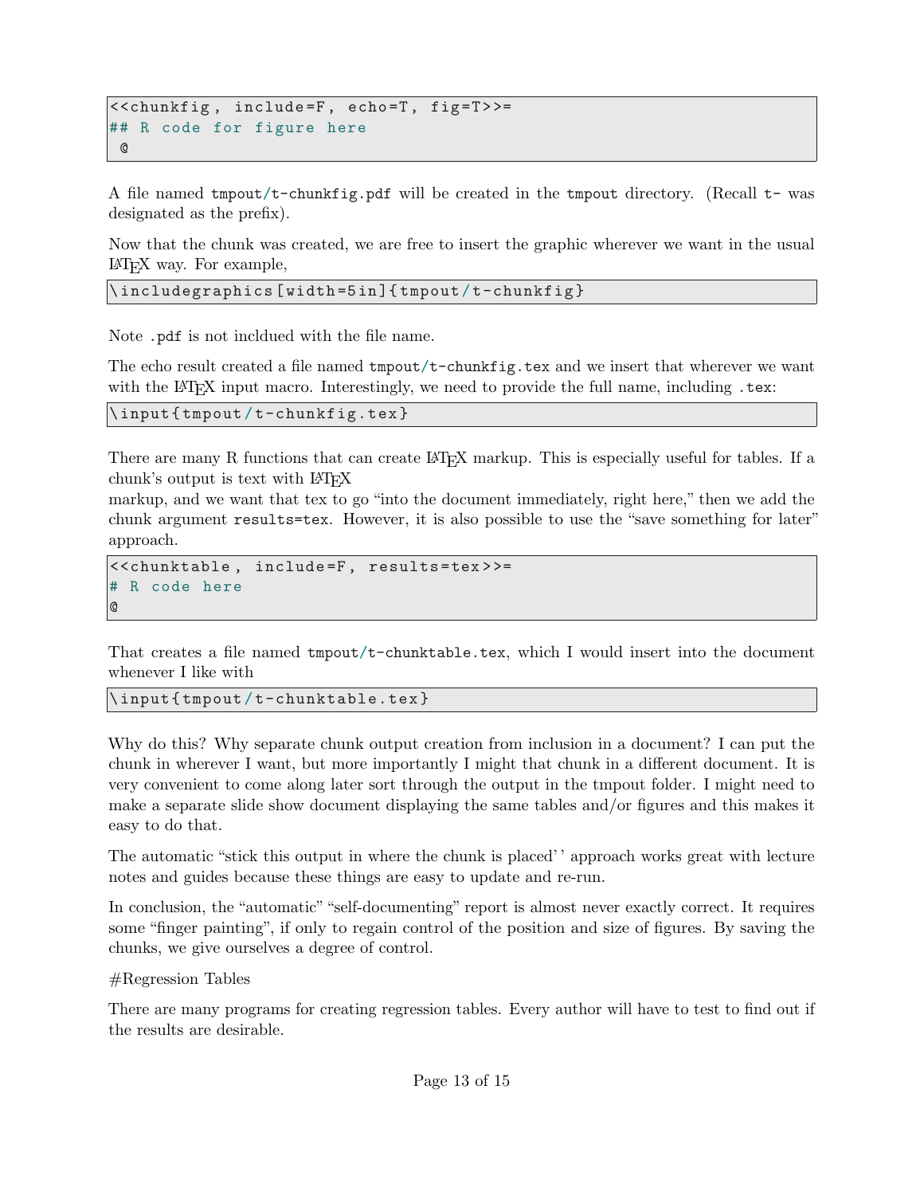```
<<chunkfig, include=F, echo=T, fig=T>>=
## R code for figure here
 @
```

A file named `tmpout/t-chunkfig.pdf` will be created in the `tmpout` directory. (Recall `t-` was designated as the prefix).

Now that the chunk was created, we are free to insert the graphic wherever we want in the usual LaTeX way. For example,

```
\includegraphics[width=5in]{tmpout/t-chunkfig}
```

Note `.pdf` is not incldued with the file name.

The echo result created a file named `tmpout/t-chunkfig.tex` and we insert that wherever we want with the LaTeX input macro. Interestingly, we need to provide the full name, including `.tex`:

```
\input{tmpout/t-chunkfig.tex}
```

There are many R functions that can create LaTeX markup. This is especially useful for tables. If a chunk's output is text with LaTeX
markup, and we want that tex to go "into the document immediately, right here," then we add the chunk argument `results=tex`. However, it is also possible to use the "save something for later" approach.

```
<<chunktable, include=F, results=tex>>=
# R code here
@
```

That creates a file named `tmpout/t-chunktable.tex`, which I would insert into the document whenever I like with

```
\input{tmpout/t-chunktable.tex}
```

Why do this? Why separate chunk output creation from inclusion in a document? I can put the chunk in wherever I want, but more importantly I might that chunk in a different document. It is very convenient to come along later sort through the output in the tmpout folder. I might need to make a separate slide show document displaying the same tables and/or figures and this makes it easy to do that.

The automatic "stick this output in where the chunk is placed' ' approach works great with lecture notes and guides because these things are easy to update and re-run.

In conclusion, the "automatic" "self-documenting" report is almost never exactly correct. It requires some "finger painting", if only to regain control of the position and size of figures. By saving the chunks, we give ourselves a degree of control.

#Regression Tables

There are many programs for creating regression tables. Every author will have to test to find out if the results are desirable.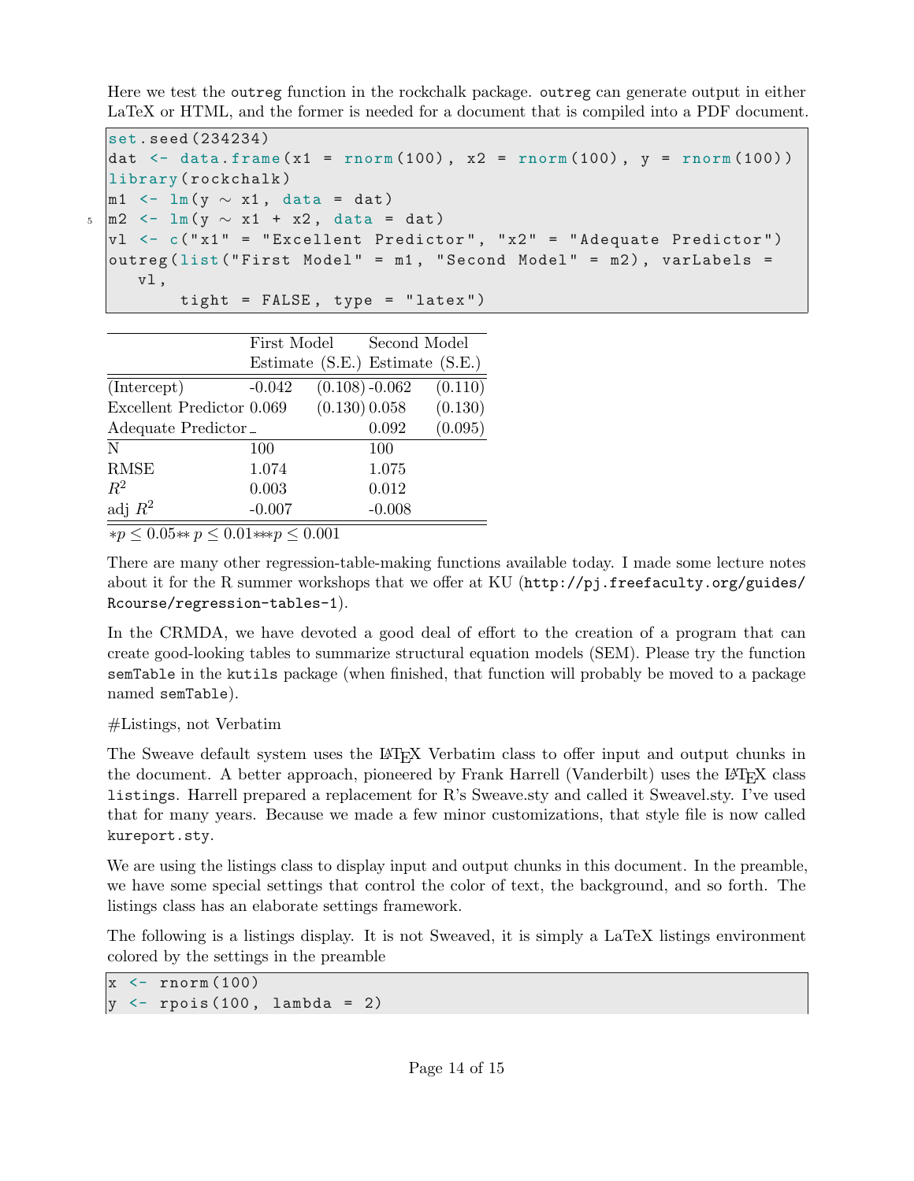Here we test the `outreg` function in the rockchalk package. `outreg` can generate output in either LaTeX or HTML, and the former is needed for a document that is compiled into a PDF document.

```r
set.seed(234234)
dat <- data.frame(x1 = rnorm(100), x2 = rnorm(100), y = rnorm(100))
library(rockchalk)
m1 <- lm(y ~ x1, data = dat)
m2 <- lm(y ~ x1 + x2, data = dat)
vl <- c("x1" = "Excellent Predictor", "x2" = "Adequate Predictor")
outreg(list("First Model" = m1, "Second Model" = m2), varLabels =
   vl,
      tight = FALSE, type = "latex")
```

| | First Model | | Second Model | |
|---|---|---|---|---|
| | Estimate | (S.E.) | Estimate | (S.E.) |
| (Intercept) | -0.042 | (0.108) | -0.062 | (0.110) |
| Excellent Predictor | 0.069 | (0.130) | 0.058 | (0.130) |
| Adequate Predictor | _ | | 0.092 | (0.095) |
| N | 100 | | 100 | |
| RMSE | 1.074 | | 1.075 | |
| $R^2$ | 0.003 | | 0.012 | |
| adj $R^2$ | -0.007 | | -0.008 | |

$*p \le 0.05{**}\, p \le 0.01{***}p \le 0.001$

There are many other regression-table-making functions available today. I made some lecture notes about it for the R summer workshops that we offer at KU (`http://pj.freefaculty.org/guides/Rcourse/regression-tables-1`).

In the CRMDA, we have devoted a good deal of effort to the creation of a program that can create good-looking tables to summarize structural equation models (SEM). Please try the function `semTable` in the `kutils` package (when finished, that function will probably be moved to a package named `semTable`).

#Listings, not Verbatim

The Sweave default system uses the LaTeX Verbatim class to offer input and output chunks in the document. A better approach, pioneered by Frank Harrell (Vanderbilt) uses the LaTeX class `listings`. Harrell prepared a replacement for R's Sweave.sty and called it Sweavel.sty. I've used that for many years. Because we made a few minor customizations, that style file is now called `kureport.sty`.

We are using the listings class to display input and output chunks in this document. In the preamble, we have some special settings that control the color of text, the background, and so forth. The listings class has an elaborate settings framework.

The following is a listings display. It is not Sweaved, it is simply a LaTeX listings environment colored by the settings in the preamble

```r
x <- rnorm(100)
y <- rpois(100, lambda = 2)
```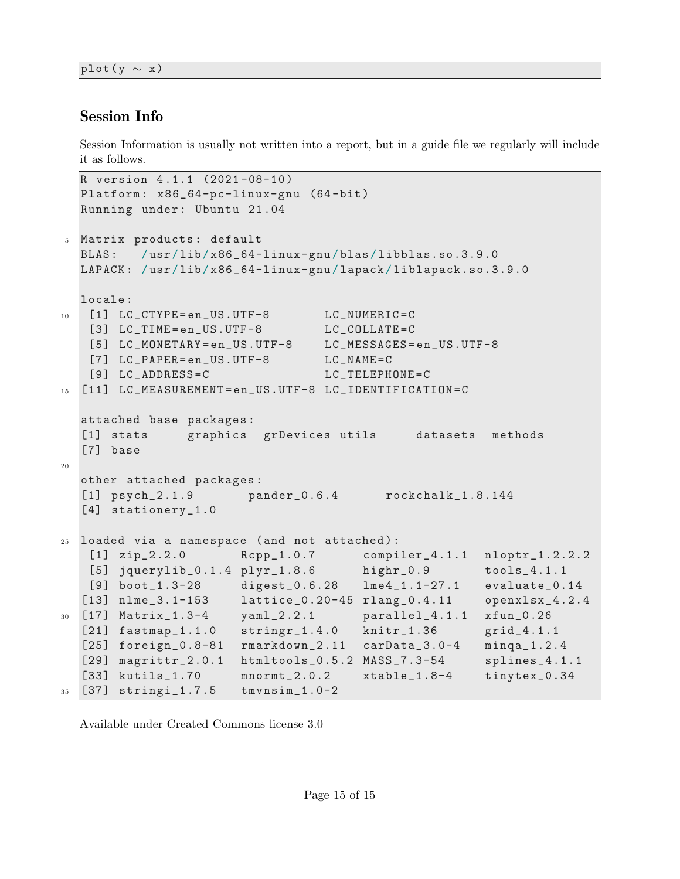```
plot(y ~ x)
```

## Session Info

Session Information is usually not written into a report, but in a guide file we regularly will include it as follows.

```
R version 4.1.1 (2021-08-10)
Platform: x86_64-pc-linux-gnu (64-bit)
Running under: Ubuntu 21.04

Matrix products: default
BLAS:   /usr/lib/x86_64-linux-gnu/blas/libblas.so.3.9.0
LAPACK: /usr/lib/x86_64-linux-gnu/lapack/liblapack.so.3.9.0

locale:
 [1] LC_CTYPE=en_US.UTF-8       LC_NUMERIC=C
 [3] LC_TIME=en_US.UTF-8        LC_COLLATE=C
 [5] LC_MONETARY=en_US.UTF-8    LC_MESSAGES=en_US.UTF-8
 [7] LC_PAPER=en_US.UTF-8       LC_NAME=C
 [9] LC_ADDRESS=C               LC_TELEPHONE=C
[11] LC_MEASUREMENT=en_US.UTF-8 LC_IDENTIFICATION=C

attached base packages:
[1] stats     graphics  grDevices utils     datasets  methods
[7] base

other attached packages:
[1] psych_2.1.9       pander_0.6.4      rockchalk_1.8.144
[4] stationery_1.0

loaded via a namespace (and not attached):
 [1] zip_2.2.0       Rcpp_1.0.7      compiler_4.1.1  nloptr_1.2.2.2
 [5] jquerylib_0.1.4 plyr_1.8.6      highr_0.9       tools_4.1.1
 [9] boot_1.3-28     digest_0.6.28   lme4_1.1-27.1   evaluate_0.14
[13] nlme_3.1-153    lattice_0.20-45 rlang_0.4.11    openxlsx_4.2.4
[17] Matrix_1.3-4    yaml_2.2.1      parallel_4.1.1  xfun_0.26
[21] fastmap_1.1.0   stringr_1.4.0   knitr_1.36      grid_4.1.1
[25] foreign_0.8-81  rmarkdown_2.11  carData_3.0-4   minqa_1.2.4
[29] magrittr_2.0.1  htmltools_0.5.2 MASS_7.3-54     splines_4.1.1
[33] kutils_1.70     mnormt_2.0.2    xtable_1.8-4    tinytex_0.34
[37] stringi_1.7.5   tmvnsim_1.0-2
```

Available under Created Commons license 3.0